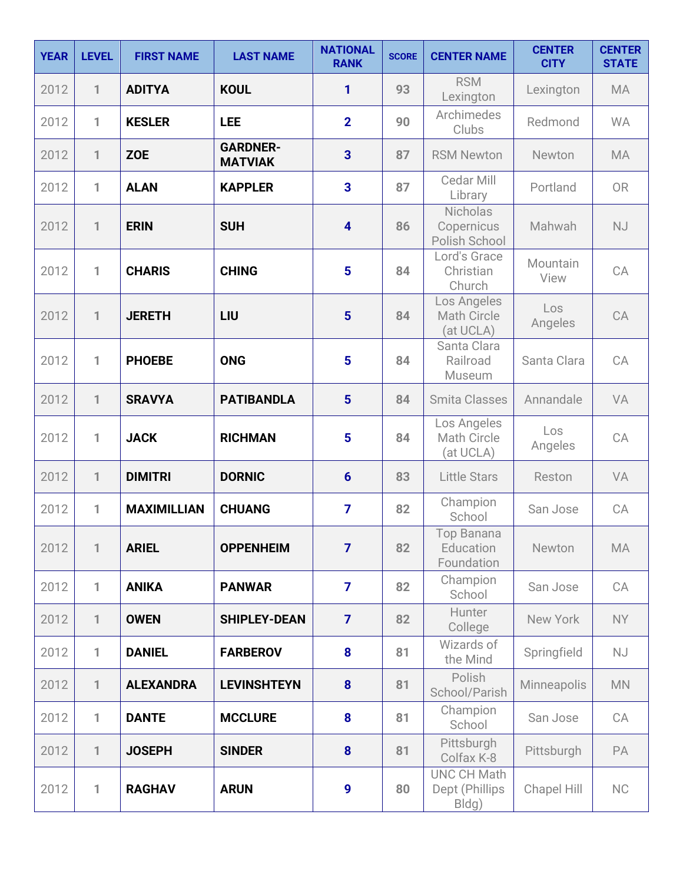| YEAR | LEVEL | FIRST NAME | LAST NAME | NATIONAL RANK | SCORE | CENTER NAME | CENTER CITY | CENTER STATE |
|---|---|---|---|---|---|---|---|---|
| 2012 | 1 | **ADITYA** | **KOUL** | 1 | 93 | RSM Lexington | Lexington | MA |
| 2012 | 1 | **KESLER** | **LEE** | 2 | 90 | Archimedes Clubs | Redmond | WA |
| 2012 | 1 | **ZOE** | **GARDNER-MATVIAK** | 3 | 87 | RSM Newton | Newton | MA |
| 2012 | 1 | **ALAN** | **KAPPLER** | 3 | 87 | Cedar Mill Library | Portland | OR |
| 2012 | 1 | **ERIN** | **SUH** | 4 | 86 | Nicholas Copernicus Polish School | Mahwah | NJ |
| 2012 | 1 | **CHARIS** | **CHING** | 5 | 84 | Lord's Grace Christian Church | Mountain View | CA |
| 2012 | 1 | **JERETH** | **LIU** | 5 | 84 | Los Angeles Math Circle (at UCLA) | Los Angeles | CA |
| 2012 | 1 | **PHOEBE** | **ONG** | 5 | 84 | Santa Clara Railroad Museum | Santa Clara | CA |
| 2012 | 1 | **SRAVYA** | **PATIBANDLA** | 5 | 84 | Smita Classes | Annandale | VA |
| 2012 | 1 | **JACK** | **RICHMAN** | 5 | 84 | Los Angeles Math Circle (at UCLA) | Los Angeles | CA |
| 2012 | 1 | **DIMITRI** | **DORNIC** | 6 | 83 | Little Stars | Reston | VA |
| 2012 | 1 | **MAXIMILLIAN** | **CHUANG** | 7 | 82 | Champion School | San Jose | CA |
| 2012 | 1 | **ARIEL** | **OPPENHEIM** | 7 | 82 | Top Banana Education Foundation | Newton | MA |
| 2012 | 1 | **ANIKA** | **PANWAR** | 7 | 82 | Champion School | San Jose | CA |
| 2012 | 1 | **OWEN** | **SHIPLEY-DEAN** | 7 | 82 | Hunter College | New York | NY |
| 2012 | 1 | **DANIEL** | **FARBEROV** | 8 | 81 | Wizards of the Mind | Springfield | NJ |
| 2012 | 1 | **ALEXANDRA** | **LEVINSHTEYN** | 8 | 81 | Polish School/Parish | Minneapolis | MN |
| 2012 | 1 | **DANTE** | **MCCLURE** | 8 | 81 | Champion School | San Jose | CA |
| 2012 | 1 | **JOSEPH** | **SINDER** | 8 | 81 | Pittsburgh Colfax K-8 | Pittsburgh | PA |
| 2012 | 1 | **RAGHAV** | **ARUN** | 9 | 80 | UNC CH Math Dept (Phillips Bldg) | Chapel Hill | NC |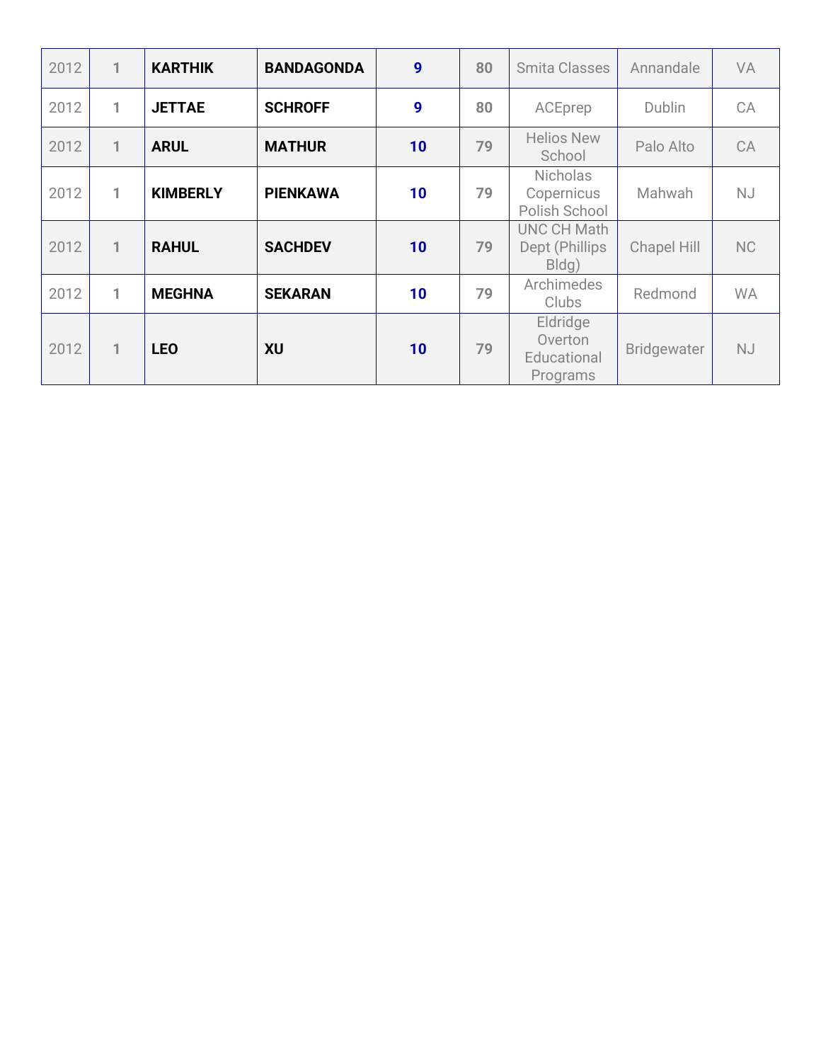| | | | | | | | | |
|---|---|---|---|---|---|---|---|---|
| 2012 | 1 | **KARTHIK** | **BANDAGONDA** | **9** | **80** | Smita Classes | Annandale | VA |
| 2012 | 1 | **JETTAE** | **SCHROFF** | **9** | **80** | ACEprep | Dublin | CA |
| 2012 | 1 | **ARUL** | **MATHUR** | **10** | **79** | Helios New School | Palo Alto | CA |
| 2012 | 1 | **KIMBERLY** | **PIENKAWA** | **10** | **79** | Nicholas Copernicus Polish School | Mahwah | NJ |
| 2012 | 1 | **RAHUL** | **SACHDEV** | **10** | **79** | UNC CH Math Dept (Phillips Bldg) | Chapel Hill | NC |
| 2012 | 1 | **MEGHNA** | **SEKARAN** | **10** | **79** | Archimedes Clubs | Redmond | WA |
| 2012 | 1 | **LEO** | **XU** | **10** | **79** | Eldridge Overton Educational Programs | Bridgewater | NJ |